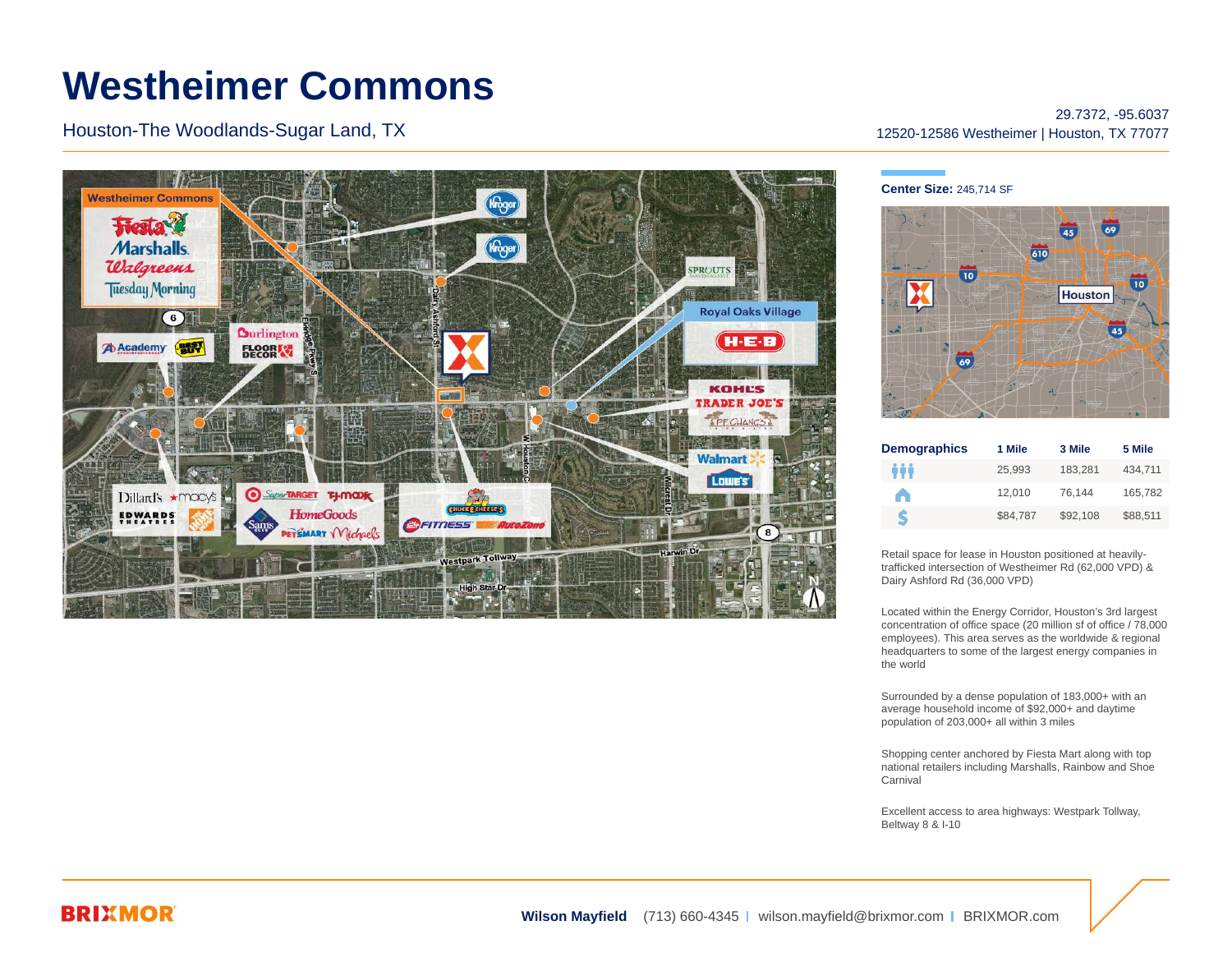# Westheimer Commons

Houston-The Woodlands-Sugar Land, TX

29.7372, -95.6037
12520-12586 Westheimer | Houston, TX 77077

**Center Size:** 245,714 SF

| Demographics | 1 Mile | 3 Mile | 5 Mile |
|---|---|---|---|
| Population | 25,993 | 183,281 | 434,711 |
| Households | 12,010 | 76,144 | 165,782 |
| Income | $84,787 | $92,108 | $88,511 |

Retail space for lease in Houston positioned at heavily-trafficked intersection of Westheimer Rd (62,000 VPD) & Dairy Ashford Rd (36,000 VPD)

Located within the Energy Corridor, Houston's 3rd largest concentration of office space (20 million sf of office / 78,000 employees). This area serves as the worldwide & regional headquarters to some of the largest energy companies in the world

Surrounded by a dense population of 183,000+ with an average household income of $92,000+ and daytime population of 203,000+ all within 3 miles

Shopping center anchored by Fiesta Mart along with top national retailers including Marshalls, Rainbow and Shoe Carnival

Excellent access to area highways: Westpark Tollway, Beltway 8 & I-10

**BRIXMOR**

**Wilson Mayfield** (713) 660-4345 | wilson.mayfield@brixmor.com | BRIXMOR.com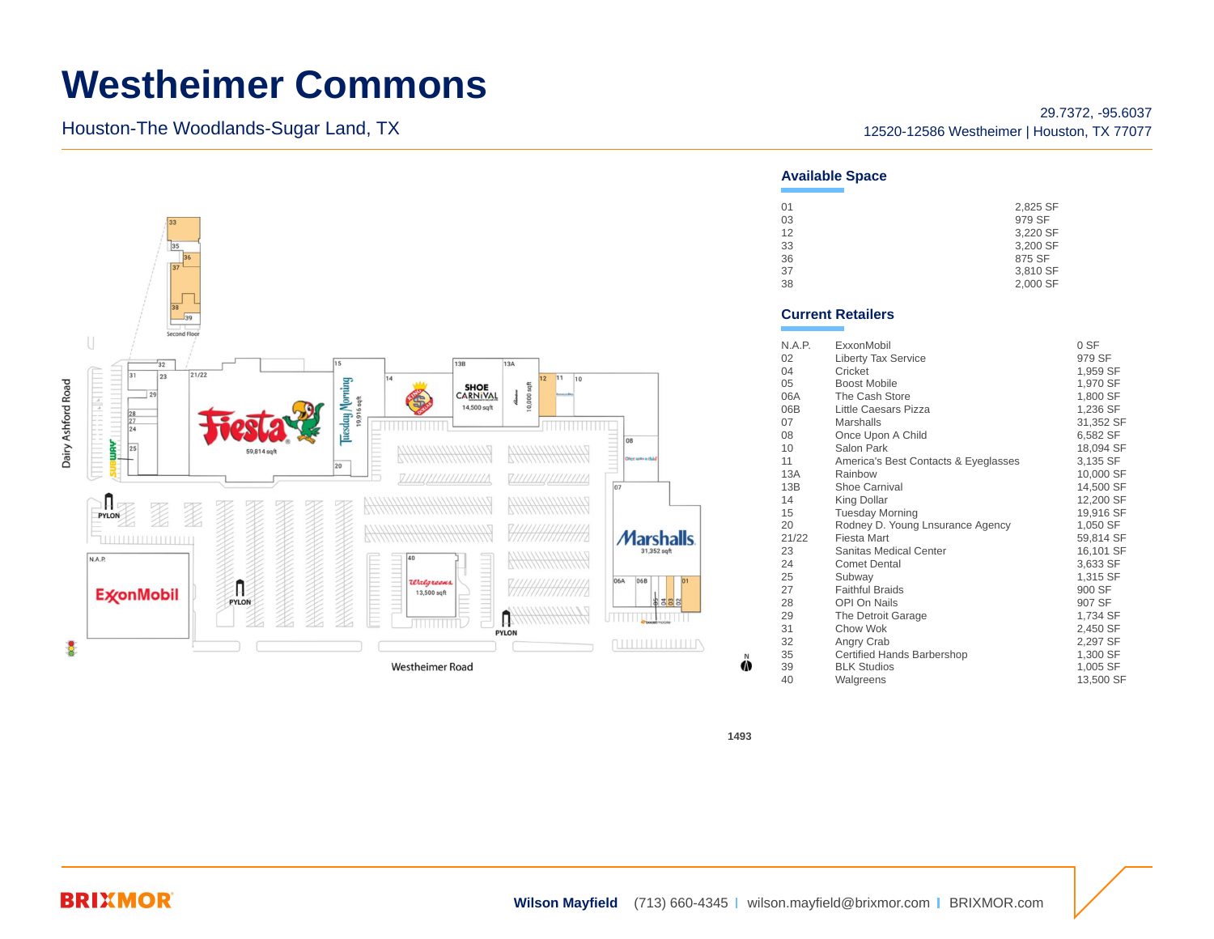# Westheimer Commons

Houston-The Woodlands-Sugar Land, TX

29.7372, -95.6037
12520-12586 Westheimer | Houston, TX 77077

Dairy Ashford Road

Westheimer Road

Second Floor

Fiesta 59,814 sqft

Tuesday Morning 19,916 sqft

SHOE CARNIVAL 14,500 sqft

10,000 sqft

Marshalls 31,352 sqft

Walgreens 13,500 sqft

ExxonMobil

PYLON

PYLON

PYLON

N.A.P.

## Available Space

| | |
|---|---|
| 01 | 2,825 SF |
| 03 | 979 SF |
| 12 | 3,220 SF |
| 33 | 3,200 SF |
| 36 | 875 SF |
| 37 | 3,810 SF |
| 38 | 2,000 SF |

## Current Retailers

| | | |
|---|---|---|
| N.A.P. | ExxonMobil | 0 SF |
| 02 | Liberty Tax Service | 979 SF |
| 04 | Cricket | 1,959 SF |
| 05 | Boost Mobile | 1,970 SF |
| 06A | The Cash Store | 1,800 SF |
| 06B | Little Caesars Pizza | 1,236 SF |
| 07 | Marshalls | 31,352 SF |
| 08 | Once Upon A Child | 6,582 SF |
| 10 | Salon Park | 18,094 SF |
| 11 | America's Best Contacts & Eyeglasses | 3,135 SF |
| 13A | Rainbow | 10,000 SF |
| 13B | Shoe Carnival | 14,500 SF |
| 14 | King Dollar | 12,200 SF |
| 15 | Tuesday Morning | 19,916 SF |
| 20 | Rodney D. Young Lnsurance Agency | 1,050 SF |
| 21/22 | Fiesta Mart | 59,814 SF |
| 23 | Sanitas Medical Center | 16,101 SF |
| 24 | Comet Dental | 3,633 SF |
| 25 | Subway | 1,315 SF |
| 27 | Faithful Braids | 900 SF |
| 28 | OPI On Nails | 907 SF |
| 29 | The Detroit Garage | 1,734 SF |
| 31 | Chow Wok | 2,450 SF |
| 32 | Angry Crab | 2,297 SF |
| 35 | Certified Hands Barbershop | 1,300 SF |
| 39 | BLK Studios | 1,005 SF |
| 40 | Walgreens | 13,500 SF |

1493

BRIXMOR

**Wilson Mayfield** (713) 660-4345 | wilson.mayfield@brixmor.com | BRIXMOR.com